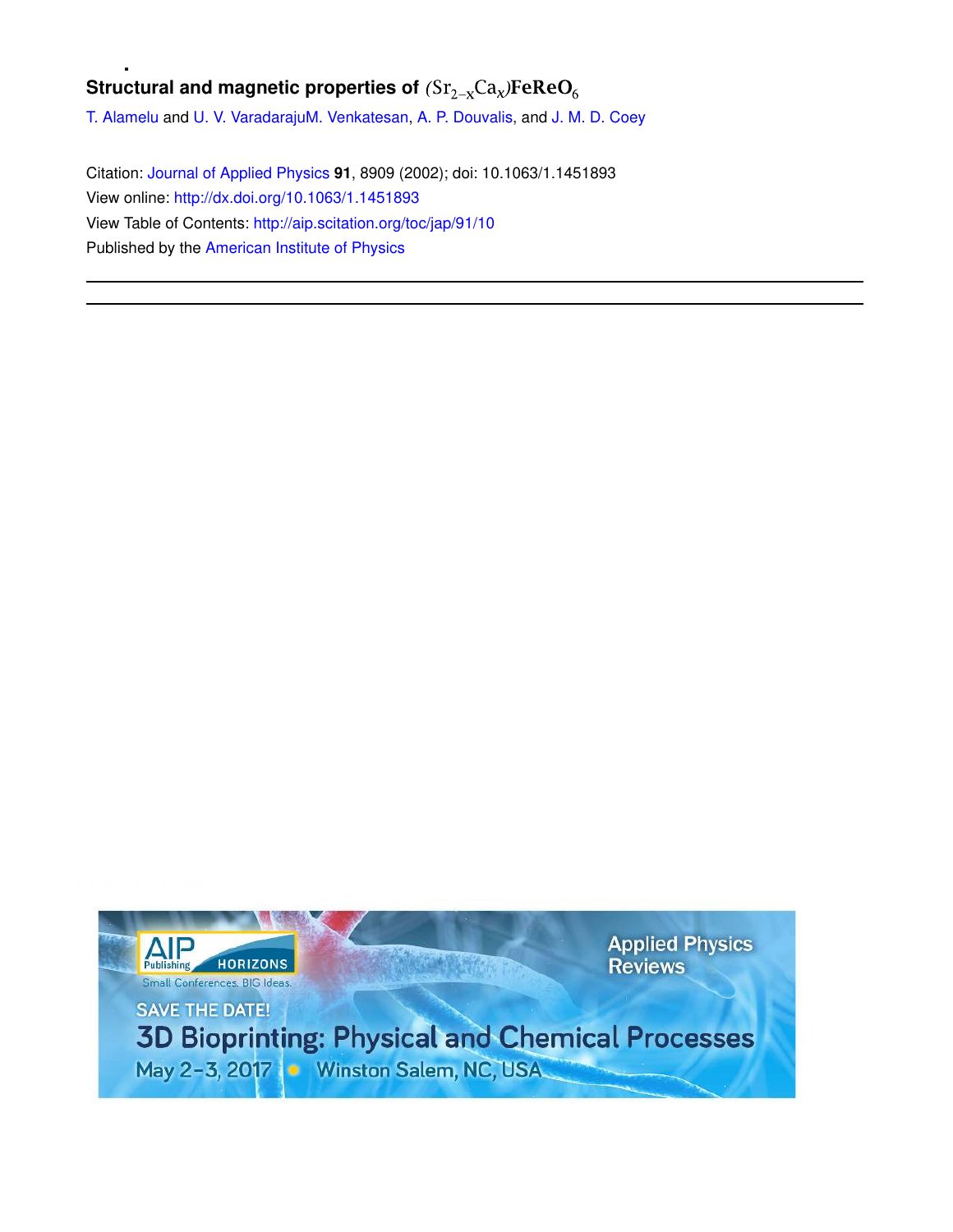# Structural and magnetic properties of $(Sr_{2-x}Ca_x)FeReO_6$

T. Alamelu and U. V. VaradarajuM. Venkatesan, A. P. Douvalis, and J. M. D. Coey

Citation: Journal of Applied Physics **91**, 8909 (2002); doi: 10.1063/1.1451893

View online: http://dx.doi.org/10.1063/1.1451893

View Table of Contents: http://aip.scitation.org/toc/jap/91/10

Published by the American Institute of Physics

---

AIP Publishing HORIZONS

Small Conferences. BIG Ideas.

Applied Physics Reviews

SAVE THE DATE!

3D Bioprinting: Physical and Chemical Processes

May 2-3, 2017 • Winston Salem, NC, USA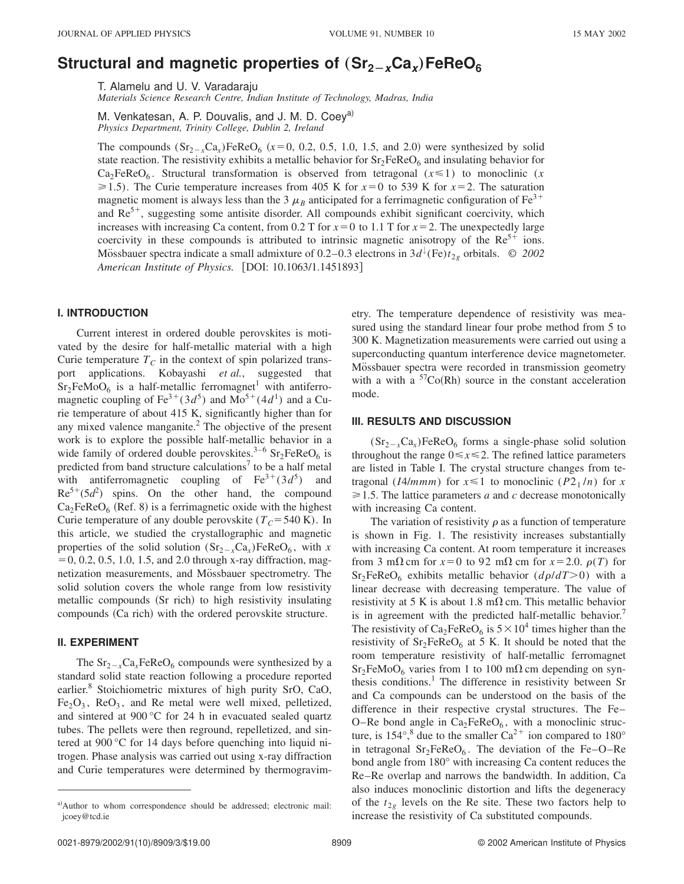# Structural and magnetic properties of $(Sr_{2-x}Ca_x)FeReO_6$

T. Alamelu and U. V. Varadaraju

*Materials Science Research Centre, Indian Institute of Technology, Madras, India*

M. Venkatesan, A. P. Douvalis, and J. M. D. Coey[a]

*Physics Department, Trinity College, Dublin 2, Ireland*

The compounds $(Sr_{2-x}Ca_x)FeReO_6$ ($x=0$, 0.2, 0.5, 1.0, 1.5, and 2.0) were synthesized by solid state reaction. The resistivity exhibits a metallic behavior for $Sr_2FeReO_6$ and insulating behavior for $Ca_2FeReO_6$. Structural transformation is observed from tetragonal ($x \leqslant 1$) to monoclinic ($x \geqslant 1.5$). The Curie temperature increases from 405 K for $x=0$ to 539 K for $x=2$. The saturation magnetic moment is always less than the 3 $\mu_B$ anticipated for a ferrimagnetic configuration of $Fe^{3+}$ and $Re^{5+}$, suggesting some antisite disorder. All compounds exhibit significant coercivity, which increases with increasing Ca content, from 0.2 T for $x=0$ to 1.1 T for $x=2$. The unexpectedly large coercivity in these compounds is attributed to intrinsic magnetic anisotropy of the $Re^{5+}$ ions. Mössbauer spectra indicate a small admixture of 0.2–0.3 electrons in $3d^{\downarrow}(Fe)t_{2g}$ orbitals. © *2002 American Institute of Physics.* [DOI: 10.1063/1.1451893]

## I. INTRODUCTION

Current interest in ordered double perovskites is motivated by the desire for half-metallic material with a high Curie temperature $T_C$ in the context of spin polarized transport applications. Kobayashi *et al.*, suggested that $Sr_2FeMoO_6$ is a half-metallic ferromagnet[1] with antiferromagnetic coupling of $Fe^{3+}(3d^5)$ and $Mo^{5+}(4d^1)$ and a Curie temperature of about 415 K, significantly higher than for any mixed valence manganite.[2] The objective of the present work is to explore the possible half-metallic behavior in a wide family of ordered double perovskites.[3–6] $Sr_2FeReO_6$ is predicted from band structure calculations[7] to be a half metal with antiferromagnetic coupling of $Fe^{3+}(3d^5)$ and $Re^{5+}(5d^2)$ spins. On the other hand, the compound $Ca_2FeReO_6$ (Ref. 8) is a ferrimagnetic oxide with the highest Curie temperature of any double perovskite ($T_C=540$ K). In this article, we studied the crystallographic and magnetic properties of the solid solution $(Sr_{2-x}Ca_x)FeReO_6$, with $x=0$, 0.2, 0.5, 1.0, 1.5, and 2.0 through x-ray diffraction, magnetization measurements, and Mössbauer spectrometry. The solid solution covers the whole range from low resistivity metallic compounds (Sr rich) to high resistivity insulating compounds (Ca rich) with the ordered perovskite structure.

## II. EXPERIMENT

The $Sr_{2-x}Ca_xFeReO_6$ compounds were synthesized by a standard solid state reaction following a procedure reported earlier.[8] Stoichiometric mixtures of high purity SrO, CaO, $Fe_2O_3$, $ReO_3$, and Re metal were well mixed, pelletized, and sintered at 900 °C for 24 h in evacuated sealed quartz tubes. The pellets were then reground, repelletized, and sintered at 900 °C for 14 days before quenching into liquid nitrogen. Phase analysis was carried out using x-ray diffraction and Curie temperatures were determined by thermogravimetry. The temperature dependence of resistivity was measured using the standard linear four probe method from 5 to 300 K. Magnetization measurements were carried out using a superconducting quantum interference device magnetometer. Mössbauer spectra were recorded in transmission geometry with a with a $^{57}Co(Rh)$ source in the constant acceleration mode.

## III. RESULTS AND DISCUSSION

$(Sr_{2-x}Ca_x)FeReO_6$ forms a single-phase solid solution throughout the range $0 \leqslant x \leqslant 2$. The refined lattice parameters are listed in Table I. The crystal structure changes from tetragonal ($I4/mmm$) for $x \leqslant 1$ to monoclinic ($P2_1/n$) for $x \geqslant 1.5$. The lattice parameters $a$ and $c$ decrease monotonically with increasing Ca content.

The variation of resistivity $\rho$ as a function of temperature is shown in Fig. 1. The resistivity increases substantially with increasing Ca content. At room temperature it increases from 3 m$\Omega$ cm for $x=0$ to 92 m$\Omega$ cm for $x=2.0$. $\rho(T)$ for $Sr_2FeReO_6$ exhibits metallic behavior ($d\rho/dT>0$) with a linear decrease with decreasing temperature. The value of resistivity at 5 K is about 1.8 m$\Omega$ cm. This metallic behavior is in agreement with the predicted half-metallic behavior.[7] The resistivity of $Ca_2FeReO_6$ is $5\times10^4$ times higher than the resistivity of $Sr_2FeReO_6$ at 5 K. It should be noted that the room temperature resistivity of half-metallic ferromagnet $Sr_2FeMoO_6$ varies from 1 to 100 m$\Omega$ cm depending on synthesis conditions.[1] The difference in resistivity between Sr and Ca compounds can be understood on the basis of the difference in their respective crystal structures. The Fe–O–Re bond angle in $Ca_2FeReO_6$, with a monoclinic structure, is 154°,[8] due to the smaller $Ca^{2+}$ ion compared to 180° in tetragonal $Sr_2FeReO_6$. The deviation of the Fe–O–Re bond angle from 180° with increasing Ca content reduces the Re–Re overlap and narrows the bandwidth. In addition, Ca also induces monoclinic distortion and lifts the degeneracy of the $t_{2g}$ levels on the Re site. These two factors help to increase the resistivity of Ca substituted compounds.

[a]Author to whom correspondence should be addressed; electronic mail: jcoey@tcd.ie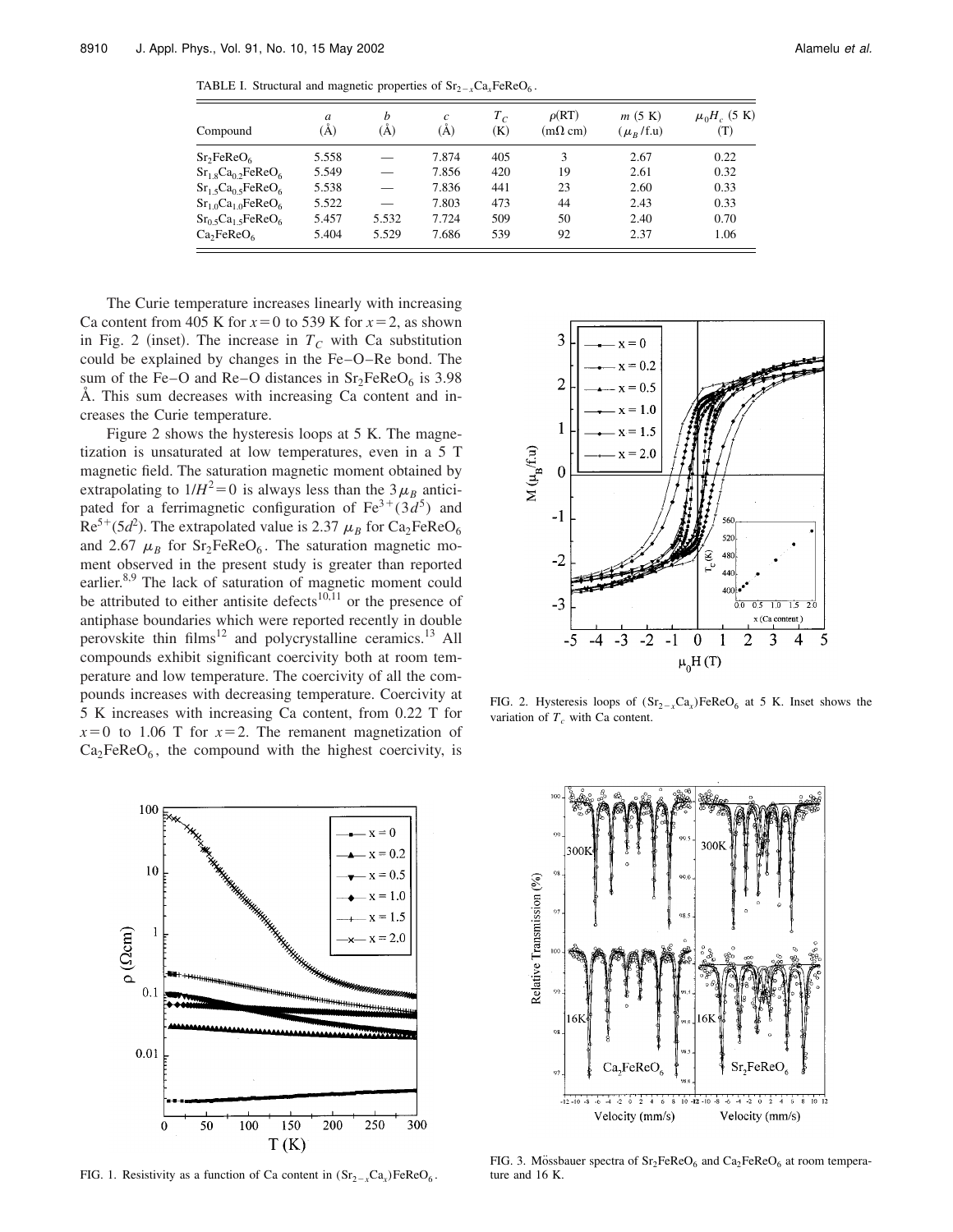TABLE I. Structural and magnetic properties of $Sr_{2-x}Ca_xFeReO_6$.

| Compound | $a$ (Å) | $b$ (Å) | $c$ (Å) | $T_C$ (K) | $\rho$(RT) (m$\Omega$ cm) | $m$ (5 K) ($\mu_B$/f.u) | $\mu_0H_c$ (5 K) (T) |
|---|---|---|---|---|---|---|---|
| $Sr_2FeReO_6$ | 5.558 | — | 7.874 | 405 | 3 | 2.67 | 0.22 |
| $Sr_{1.8}Ca_{0.2}FeReO_6$ | 5.549 | — | 7.856 | 420 | 19 | 2.61 | 0.32 |
| $Sr_{1.5}Ca_{0.5}FeReO_6$ | 5.538 | — | 7.836 | 441 | 23 | 2.60 | 0.33 |
| $Sr_{1.0}Ca_{1.0}FeReO_6$ | 5.522 | — | 7.803 | 473 | 44 | 2.43 | 0.33 |
| $Sr_{0.5}Ca_{1.5}FeReO_6$ | 5.457 | 5.532 | 7.724 | 509 | 50 | 2.40 | 0.70 |
| $Ca_2FeReO_6$ | 5.404 | 5.529 | 7.686 | 539 | 92 | 2.37 | 1.06 |

The Curie temperature increases linearly with increasing Ca content from 405 K for $x=0$ to 539 K for $x=2$, as shown in Fig. 2 (inset). The increase in $T_C$ with Ca substitution could be explained by changes in the Fe–O–Re bond. The sum of the Fe–O and Re–O distances in $Sr_2FeReO_6$ is 3.98 Å. This sum decreases with increasing Ca content and increases the Curie temperature.

Figure 2 shows the hysteresis loops at 5 K. The magnetization is unsaturated at low temperatures, even in a 5 T magnetic field. The saturation magnetic moment obtained by extrapolating to $1/H^2=0$ is always less than the $3\mu_B$ anticipated for a ferrimagnetic configuration of $Fe^{3+}(3d^5)$ and $Re^{5+}(5d^2)$. The extrapolated value is 2.37 $\mu_B$ for $Ca_2FeReO_6$ and 2.67 $\mu_B$ for $Sr_2FeReO_6$. The saturation magnetic moment observed in the present study is greater than reported earlier.[8,9] The lack of saturation of magnetic moment could be attributed to either antisite defects[10,11] or the presence of antiphase boundaries which were reported recently in double perovskite thin films[12] and polycrystalline ceramics.[13] All compounds exhibit significant coercivity both at room temperature and low temperature. The coercivity of all the compounds increases with decreasing temperature. Coercivity at 5 K increases with increasing Ca content, from 0.22 T for $x=0$ to 1.06 T for $x=2$. The remanent magnetization of $Ca_2FeReO_6$, the compound with the highest coercivity, is

FIG. 2. Hysteresis loops of $(Sr_{2-x}Ca_x)FeReO_6$ at 5 K. Inset shows the variation of $T_c$ with Ca content.

FIG. 1. Resistivity as a function of Ca content in $(Sr_{2-x}Ca_x)FeReO_6$.

FIG. 3. Mössbauer spectra of $Sr_2FeReO_6$ and $Ca_2FeReO_6$ at room temperature and 16 K.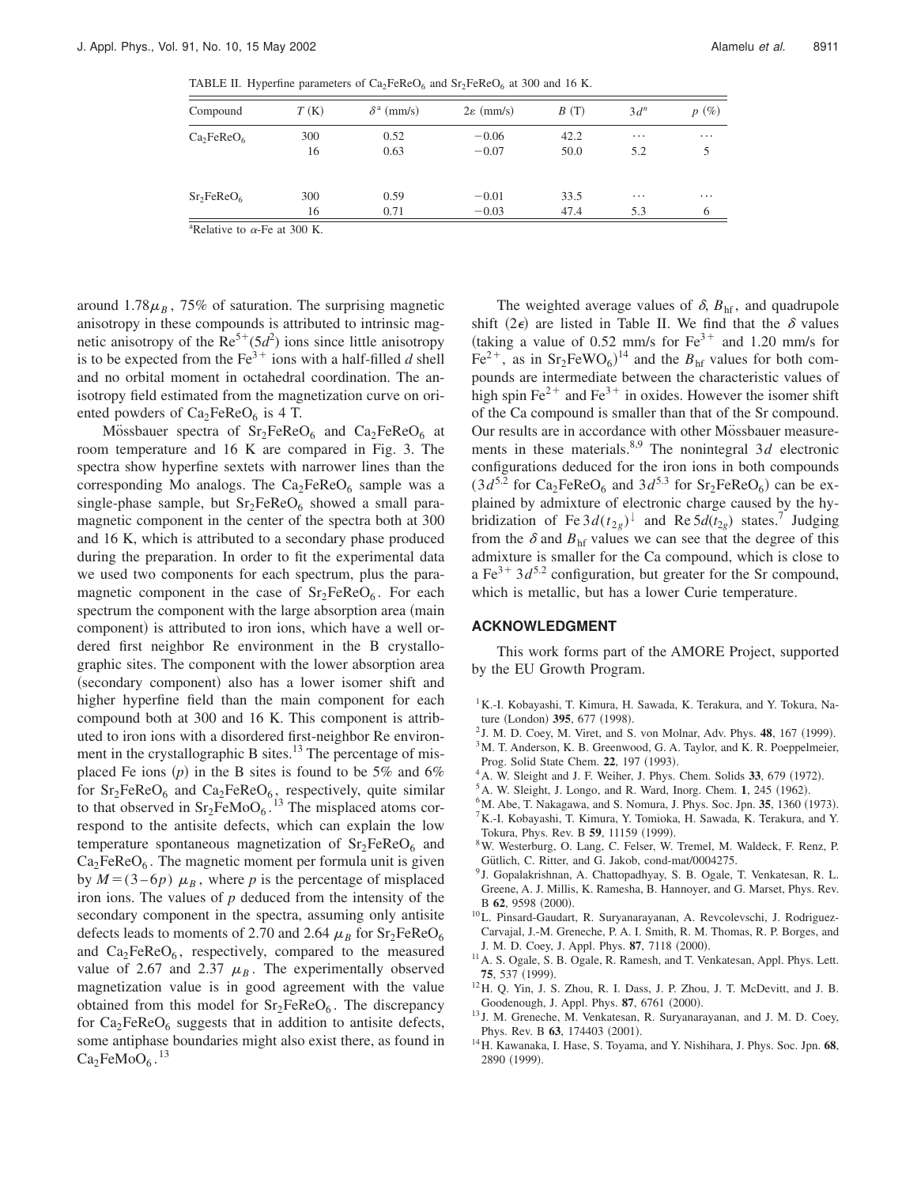TABLE II. Hyperfine parameters of $Ca_2FeReO_6$ and $Sr_2FeReO_6$ at 300 and 16 K.

| Compound | $T$ (K) | $\delta^{a}$ (mm/s) | $2\varepsilon$ (mm/s) | $B$ (T) | $3d^n$ | $p$ (%) |
|---|---|---|---|---|---|---|
| $Ca_2FeReO_6$ | 300 | 0.52 | −0.06 | 42.2 | ⋯ | ⋯ |
| | 16 | 0.63 | −0.07 | 50.0 | 5.2 | 5 |
| $Sr_2FeReO_6$ | 300 | 0.59 | −0.01 | 33.5 | ⋯ | ⋯ |
| | 16 | 0.71 | −0.03 | 47.4 | 5.3 | 6 |

[a]Relative to α-Fe at 300 K.

around $1.78\mu_B$, 75% of saturation. The surprising magnetic anisotropy in these compounds is attributed to intrinsic magnetic anisotropy of the $Re^{5+}(5d^2)$ ions since little anisotropy is to be expected from the $Fe^{3+}$ ions with a half-filled $d$ shell and no orbital moment in octahedral coordination. The anisotropy field estimated from the magnetization curve on oriented powders of $Ca_2FeReO_6$ is 4 T.

Mössbauer spectra of $Sr_2FeReO_6$ and $Ca_2FeReO_6$ at room temperature and 16 K are compared in Fig. 3. The spectra show hyperfine sextets with narrower lines than the corresponding Mo analogs. The $Ca_2FeReO_6$ sample was a single-phase sample, but $Sr_2FeReO_6$ showed a small paramagnetic component in the center of the spectra both at 300 and 16 K, which is attributed to a secondary phase produced during the preparation. In order to fit the experimental data we used two components for each spectrum, plus the paramagnetic component in the case of $Sr_2FeReO_6$. For each spectrum the component with the large absorption area (main component) is attributed to iron ions, which have a well ordered first neighbor Re environment in the B crystallographic sites. The component with the lower absorption area (secondary component) also has a lower isomer shift and higher hyperfine field than the main component for each compound both at 300 and 16 K. This component is attributed to iron ions with a disordered first-neighbor Re environment in the crystallographic B sites.[13] The percentage of misplaced Fe ions ($p$) in the B sites is found to be 5% and 6% for $Sr_2FeReO_6$ and $Ca_2FeReO_6$, respectively, quite similar to that observed in $Sr_2FeMoO_6$.[13] The misplaced atoms correspond to the antisite defects, which can explain the low temperature spontaneous magnetization of $Sr_2FeReO_6$ and $Ca_2FeReO_6$. The magnetic moment per formula unit is given by $M=(3-6p)\ \mu_B$, where $p$ is the percentage of misplaced iron ions. The values of $p$ deduced from the intensity of the secondary component in the spectra, assuming only antisite defects leads to moments of 2.70 and 2.64 $\mu_B$ for $Sr_2FeReO_6$ and $Ca_2FeReO_6$, respectively, compared to the measured value of 2.67 and 2.37 $\mu_B$. The experimentally observed magnetization value is in good agreement with the value obtained from this model for $Sr_2FeReO_6$. The discrepancy for $Ca_2FeReO_6$ suggests that in addition to antisite defects, some antiphase boundaries might also exist there, as found in $Ca_2FeMoO_6$.[13]

The weighted average values of $\delta$, $B_{hf}$, and quadrupole shift ($2\epsilon$) are listed in Table II. We find that the $\delta$ values (taking a value of 0.52 mm/s for $Fe^{3+}$ and 1.20 mm/s for $Fe^{2+}$, as in $Sr_2FeWO_6$)[14] and the $B_{hf}$ values for both compounds are intermediate between the characteristic values of high spin $Fe^{2+}$ and $Fe^{3+}$ in oxides. However the isomer shift of the Ca compound is smaller than that of the Sr compound. Our results are in accordance with other Mössbauer measurements in these materials.[8,9] The nonintegral $3d$ electronic configurations deduced for the iron ions in both compounds ($3d^{5.2}$ for $Ca_2FeReO_6$ and $3d^{5.3}$ for $Sr_2FeReO_6$) can be explained by admixture of electronic charge caused by the hybridization of Fe $3d(t_{2g})^{\downarrow}$ and Re $5d(t_{2g})$ states.[7] Judging from the $\delta$ and $B_{hf}$ values we can see that the degree of this admixture is smaller for the Ca compound, which is close to a $Fe^{3+}$ $3d^{5.2}$ configuration, but greater for the Sr compound, which is metallic, but has a lower Curie temperature.

## ACKNOWLEDGMENT

This work forms part of the AMORE Project, supported by the EU Growth Program.

1. K.-I. Kobayashi, T. Kimura, H. Sawada, K. Terakura, and Y. Tokura, Nature (London) **395**, 677 (1998).
2. J. M. D. Coey, M. Viret, and S. von Molnar, Adv. Phys. **48**, 167 (1999).
3. M. T. Anderson, K. B. Greenwood, G. A. Taylor, and K. R. Poeppelmeier, Prog. Solid State Chem. **22**, 197 (1993).
4. A. W. Sleight and J. F. Weiher, J. Phys. Chem. Solids **33**, 679 (1972).
5. A. W. Sleight, J. Longo, and R. Ward, Inorg. Chem. **1**, 245 (1962).
6. M. Abe, T. Nakagawa, and S. Nomura, J. Phys. Soc. Jpn. **35**, 1360 (1973).
7. K.-I. Kobayashi, T. Kimura, Y. Tomioka, H. Sawada, K. Terakura, and Y. Tokura, Phys. Rev. B **59**, 11159 (1999).
8. W. Westerburg, O. Lang, C. Felser, W. Tremel, M. Waldeck, F. Renz, P. Gütlich, C. Ritter, and G. Jakob, cond-mat/0004275.
9. J. Gopalakrishnan, A. Chattopadhyay, S. B. Ogale, T. Venkatesan, R. L. Greene, A. J. Millis, K. Ramesha, B. Hannoyer, and G. Marset, Phys. Rev. B **62**, 9598 (2000).
10. L. Pinsard-Gaudart, R. Suryanarayanan, A. Revcolevschi, J. Rodriguez-Carvajal, J.-M. Greneche, P. A. I. Smith, R. M. Thomas, R. P. Borges, and J. M. D. Coey, J. Appl. Phys. **87**, 7118 (2000).
11. A. S. Ogale, S. B. Ogale, R. Ramesh, and T. Venkatesan, Appl. Phys. Lett. **75**, 537 (1999).
12. H. Q. Yin, J. S. Zhou, R. I. Dass, J. P. Zhou, J. T. McDevitt, and J. B. Goodenough, J. Appl. Phys. **87**, 6761 (2000).
13. J. M. Greneche, M. Venkatesan, R. Suryanarayanan, and J. M. D. Coey, Phys. Rev. B **63**, 174403 (2001).
14. H. Kawanaka, I. Hase, S. Toyama, and Y. Nishihara, J. Phys. Soc. Jpn. **68**, 2890 (1999).